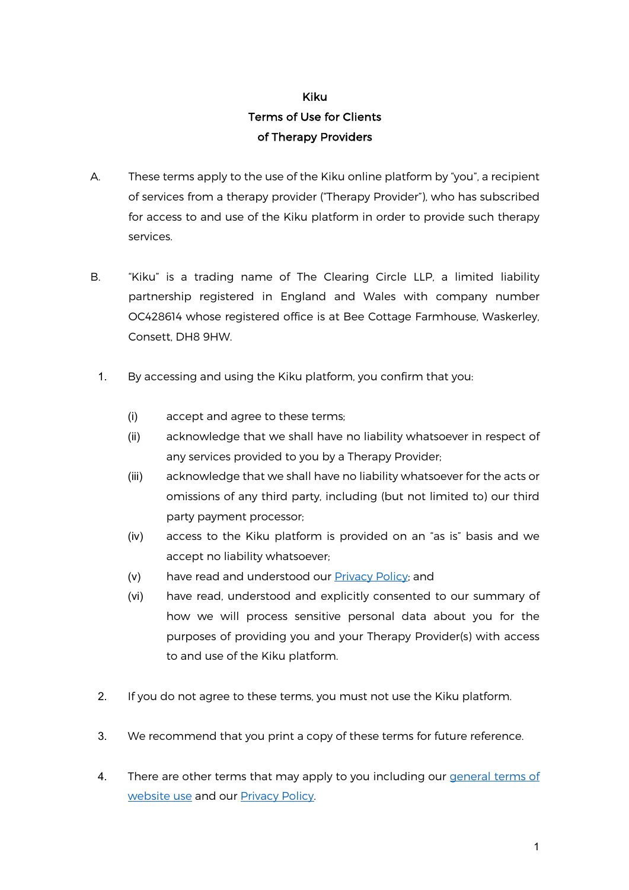# Kiku
## Terms of Use for Clients of Therapy Providers

A. These terms apply to the use of the Kiku online platform by "you", a recipient of services from a therapy provider ("Therapy Provider"), who has subscribed for access to and use of the Kiku platform in order to provide such therapy services.

B. "Kiku" is a trading name of The Clearing Circle LLP, a limited liability partnership registered in England and Wales with company number OC428614 whose registered office is at Bee Cottage Farmhouse, Waskerley, Consett, DH8 9HW.

1. By accessing and using the Kiku platform, you confirm that you:

   (i) accept and agree to these terms;

   (ii) acknowledge that we shall have no liability whatsoever in respect of any services provided to you by a Therapy Provider;

   (iii) acknowledge that we shall have no liability whatsoever for the acts or omissions of any third party, including (but not limited to) our third party payment processor;

   (iv) access to the Kiku platform is provided on an "as is" basis and we accept no liability whatsoever;

   (v) have read and understood our Privacy Policy; and

   (vi) have read, understood and explicitly consented to our summary of how we will process sensitive personal data about you for the purposes of providing you and your Therapy Provider(s) with access to and use of the Kiku platform.

2. If you do not agree to these terms, you must not use the Kiku platform.

3. We recommend that you print a copy of these terms for future reference.

4. There are other terms that may apply to you including our general terms of website use and our Privacy Policy.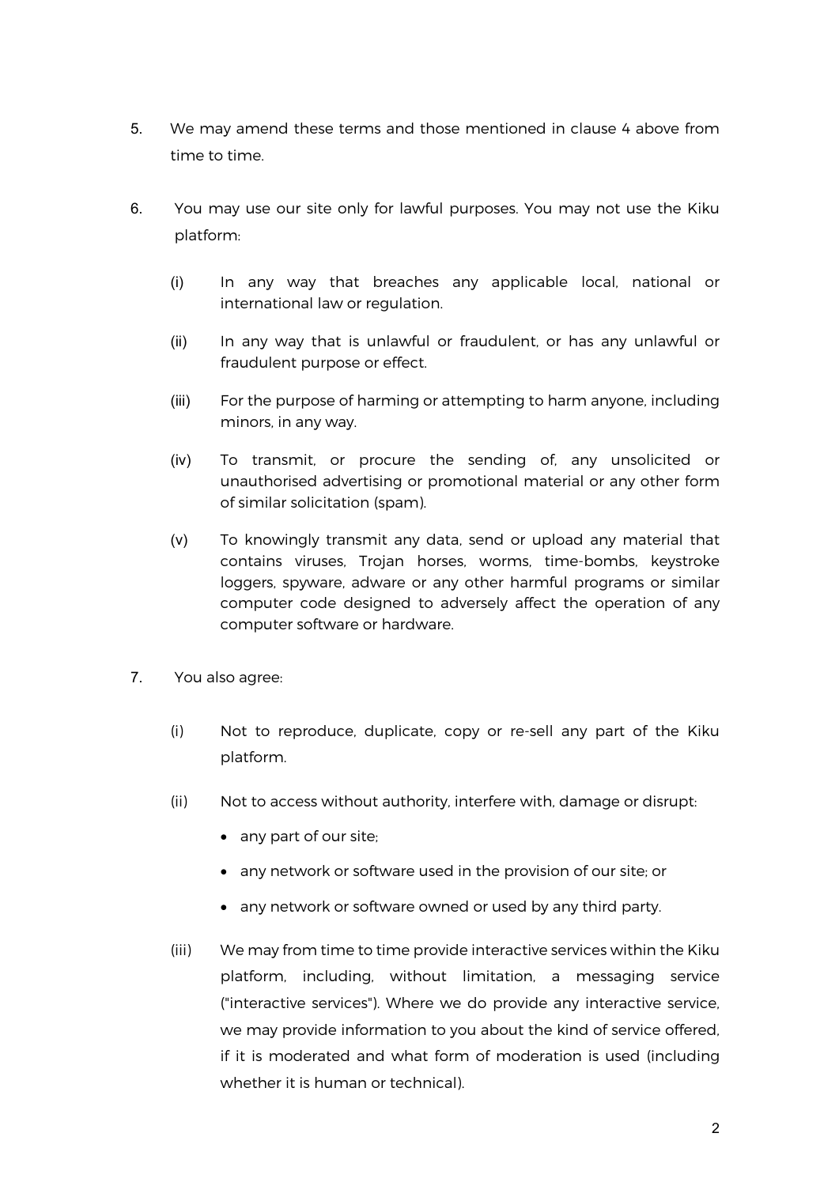5. We may amend these terms and those mentioned in clause 4 above from time to time.

6. You may use our site only for lawful purposes. You may not use the Kiku platform:

   (i) In any way that breaches any applicable local, national or international law or regulation.

   (ii) In any way that is unlawful or fraudulent, or has any unlawful or fraudulent purpose or effect.

   (iii) For the purpose of harming or attempting to harm anyone, including minors, in any way.

   (iv) To transmit, or procure the sending of, any unsolicited or unauthorised advertising or promotional material or any other form of similar solicitation (spam).

   (v) To knowingly transmit any data, send or upload any material that contains viruses, Trojan horses, worms, time-bombs, keystroke loggers, spyware, adware or any other harmful programs or similar computer code designed to adversely affect the operation of any computer software or hardware.

7. You also agree:

   (i) Not to reproduce, duplicate, copy or re-sell any part of the Kiku platform.

   (ii) Not to access without authority, interfere with, damage or disrupt:

      - any part of our site;
      - any network or software used in the provision of our site; or
      - any network or software owned or used by any third party.

   (iii) We may from time to time provide interactive services within the Kiku platform, including, without limitation, a messaging service ("interactive services"). Where we do provide any interactive service, we may provide information to you about the kind of service offered, if it is moderated and what form of moderation is used (including whether it is human or technical).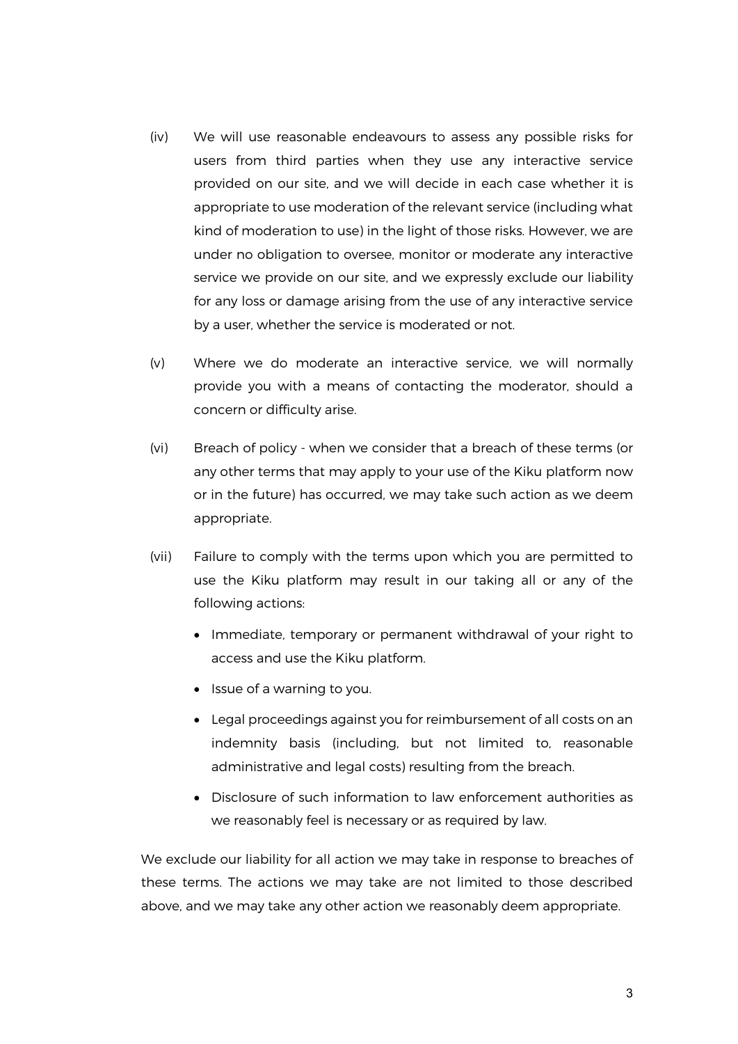(iv) We will use reasonable endeavours to assess any possible risks for users from third parties when they use any interactive service provided on our site, and we will decide in each case whether it is appropriate to use moderation of the relevant service (including what kind of moderation to use) in the light of those risks. However, we are under no obligation to oversee, monitor or moderate any interactive service we provide on our site, and we expressly exclude our liability for any loss or damage arising from the use of any interactive service by a user, whether the service is moderated or not.

(v) Where we do moderate an interactive service, we will normally provide you with a means of contacting the moderator, should a concern or difficulty arise.

(vi) Breach of policy - when we consider that a breach of these terms (or any other terms that may apply to your use of the Kiku platform now or in the future) has occurred, we may take such action as we deem appropriate.

(vii) Failure to comply with the terms upon which you are permitted to use the Kiku platform may result in our taking all or any of the following actions:

- Immediate, temporary or permanent withdrawal of your right to access and use the Kiku platform.
- Issue of a warning to you.
- Legal proceedings against you for reimbursement of all costs on an indemnity basis (including, but not limited to, reasonable administrative and legal costs) resulting from the breach.
- Disclosure of such information to law enforcement authorities as we reasonably feel is necessary or as required by law.

We exclude our liability for all action we may take in response to breaches of these terms. The actions we may take are not limited to those described above, and we may take any other action we reasonably deem appropriate.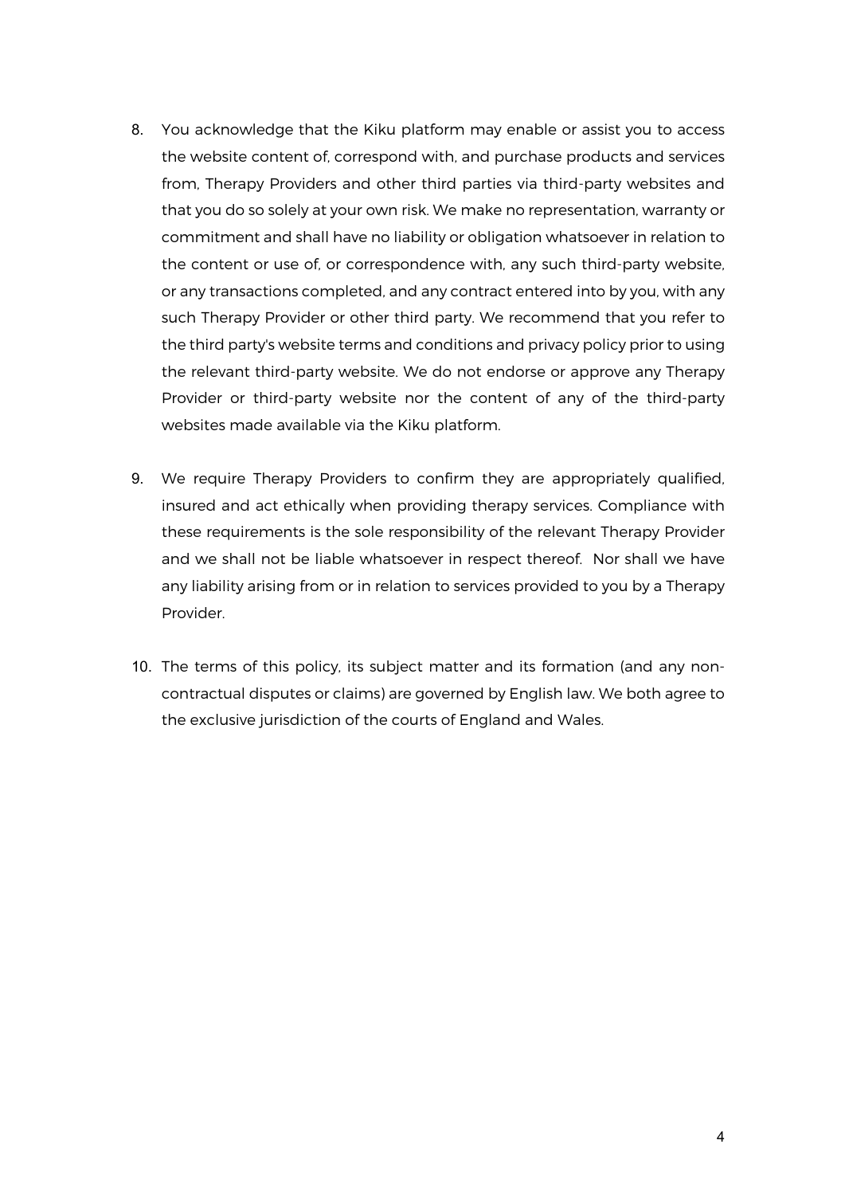8. You acknowledge that the Kiku platform may enable or assist you to access the website content of, correspond with, and purchase products and services from, Therapy Providers and other third parties via third-party websites and that you do so solely at your own risk. We make no representation, warranty or commitment and shall have no liability or obligation whatsoever in relation to the content or use of, or correspondence with, any such third-party website, or any transactions completed, and any contract entered into by you, with any such Therapy Provider or other third party. We recommend that you refer to the third party's website terms and conditions and privacy policy prior to using the relevant third-party website. We do not endorse or approve any Therapy Provider or third-party website nor the content of any of the third-party websites made available via the Kiku platform.

9. We require Therapy Providers to confirm they are appropriately qualified, insured and act ethically when providing therapy services. Compliance with these requirements is the sole responsibility of the relevant Therapy Provider and we shall not be liable whatsoever in respect thereof. Nor shall we have any liability arising from or in relation to services provided to you by a Therapy Provider.

10. The terms of this policy, its subject matter and its formation (and any non-contractual disputes or claims) are governed by English law. We both agree to the exclusive jurisdiction of the courts of England and Wales.